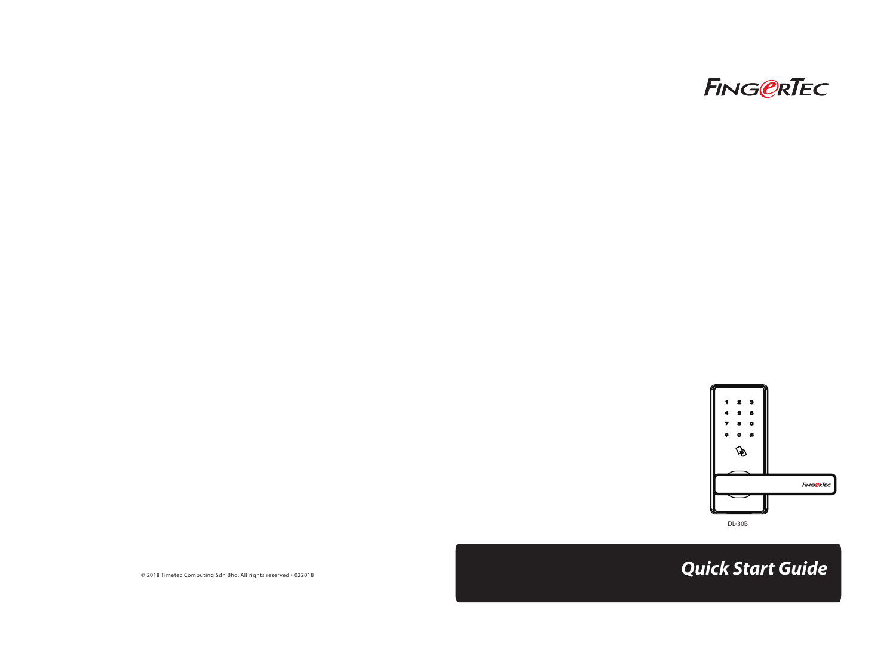FINGERTEC

DL-30B

# Quick Start Guide

© 2018 Timetec Computing Sdn Bhd. All rights reserved • 022018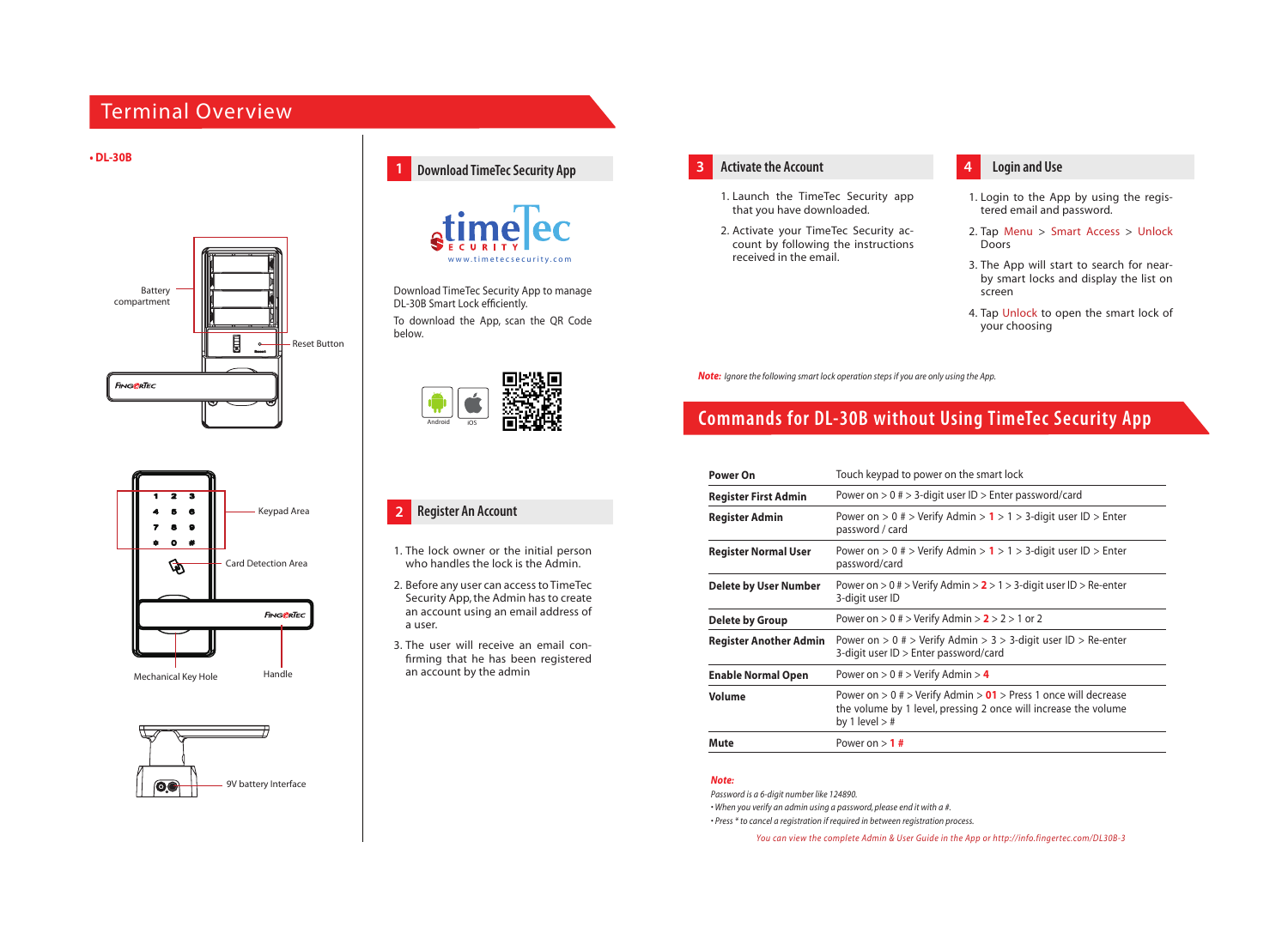# Terminal Overview

**• DL-30B**

Battery compartment

Reset Button

Keypad Area

Card Detection Area

Mechanical Key Hole

Handle

9V battery Interface

## 1 Download TimeTec Security App

Download TimeTec Security App to manage DL-30B Smart Lock efficiently.

To download the App, scan the QR Code below.

Android iOS

## 2 Register An Account

1. The lock owner or the initial person who handles the lock is the Admin.
2. Before any user can access to TimeTec Security App, the Admin has to create an account using an email address of a user.
3. The user will receive an email confirming that he has been registered an account by the admin

## 3 Activate the Account

1. Launch the TimeTec Security app that you have downloaded.
2. Activate your TimeTec Security account by following the instructions received in the email.

## 4 Login and Use

1. Login to the App by using the registered email and password.
2. Tap Menu > Smart Access > Unlock Doors
3. The App will start to search for nearby smart locks and display the list on screen
4. Tap Unlock to open the smart lock of your choosing

***Note:*** *Ignore the following smart lock operation steps if you are only using the App.*

# Commands for DL-30B without Using TimeTec Security App

| | |
|---|---|
| **Power On** | Touch keypad to power on the smart lock |
| **Register First Admin** | Power on > 0 # > 3-digit user ID > Enter password/card |
| **Register Admin** | Power on > 0 # > Verify Admin > **1** > 1 > 3-digit user ID > Enter password / card |
| **Register Normal User** | Power on > 0 # > Verify Admin > **1** > 1 > 3-digit user ID > Enter password/card |
| **Delete by User Number** | Power on > 0 # > Verify Admin > **2** > 1 > 3-digit user ID > Re-enter 3-digit user ID |
| **Delete by Group** | Power on > 0 # > Verify Admin > **2** > 2 > 1 or 2 |
| **Register Another Admin** | Power on > 0 # > Verify Admin > 3 > 3-digit user ID > Re-enter 3-digit user ID > Enter password/card |
| **Enable Normal Open** | Power on > 0 # > Verify Admin > **4** |
| **Volume** | Power on > 0 # > Verify Admin > **01** > Press 1 once will decrease the volume by 1 level, pressing 2 once will increase the volume by 1 level > # |
| **Mute** | Power on > **1 #** |

***Note:***

*Password is a 6-digit number like 124890.*

*• When you verify an admin using a password, please end it with a #.*

*• Press * to cancel a registration if required in between registration process.*

*You can view the complete Admin & User Guide in the App or http://info.fingertec.com/DL30B-3*